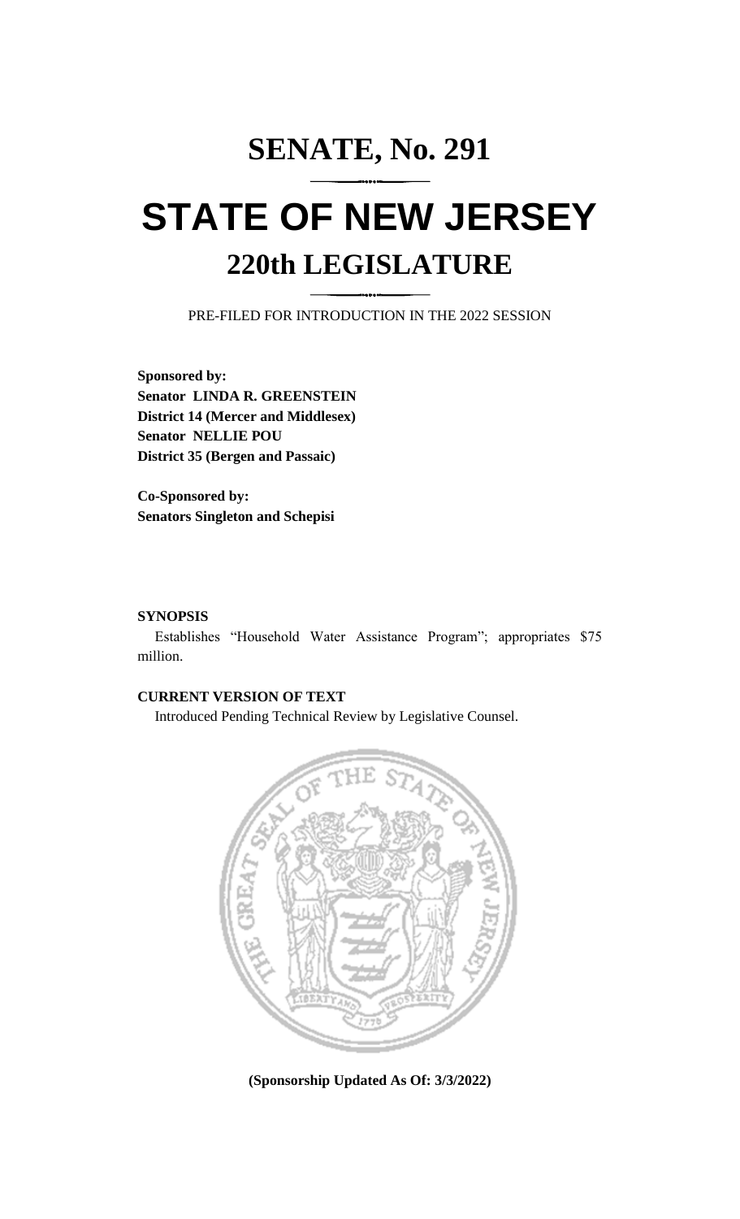# SENATE, No. 291

# STATE OF NEW JERSEY

## 220th LEGISLATURE

PRE-FILED FOR INTRODUCTION IN THE 2022 SESSION

**Sponsored by:**
**Senator LINDA R. GREENSTEIN**
**District 14 (Mercer and Middlesex)**
**Senator NELLIE POU**
**District 35 (Bergen and Passaic)**

**Co-Sponsored by:**
**Senators Singleton and Schepisi**

**SYNOPSIS**

Establishes "Household Water Assistance Program"; appropriates $75 million.

**CURRENT VERSION OF TEXT**

Introduced Pending Technical Review by Legislative Counsel.

**(Sponsorship Updated As Of: 3/3/2022)**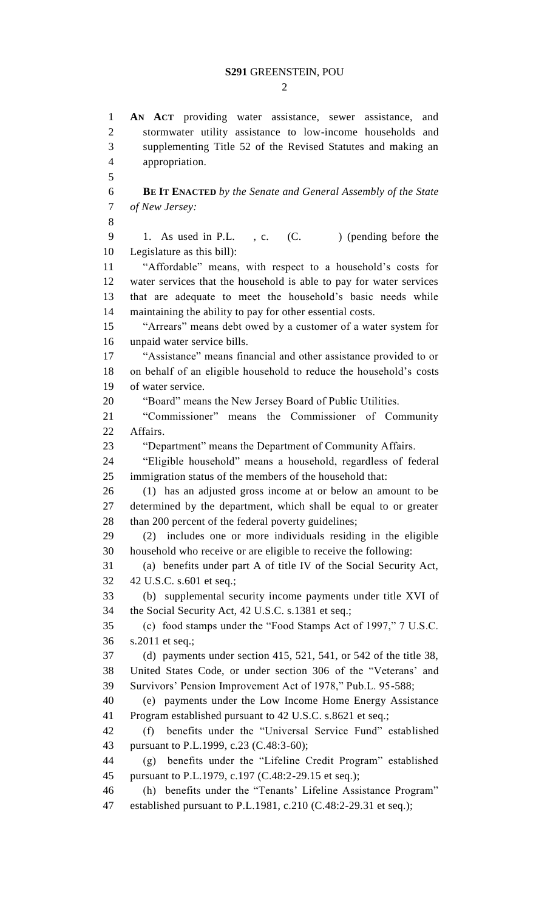**AN ACT** providing water assistance, sewer assistance, and stormwater utility assistance to low-income households and supplementing Title 52 of the Revised Statutes and making an appropriation.

**BE IT ENACTED** *by the Senate and General Assembly of the State of New Jersey:*

1. As used in P.L. , c. (C. ) (pending before the Legislature as this bill):

"Affordable" means, with respect to a household's costs for water services that the household is able to pay for water services that are adequate to meet the household's basic needs while maintaining the ability to pay for other essential costs.

"Arrears" means debt owed by a customer of a water system for unpaid water service bills.

"Assistance" means financial and other assistance provided to or on behalf of an eligible household to reduce the household's costs of water service.

"Board" means the New Jersey Board of Public Utilities.

"Commissioner" means the Commissioner of Community Affairs.

"Department" means the Department of Community Affairs.

"Eligible household" means a household, regardless of federal immigration status of the members of the household that:

(1) has an adjusted gross income at or below an amount to be determined by the department, which shall be equal to or greater than 200 percent of the federal poverty guidelines;

(2) includes one or more individuals residing in the eligible household who receive or are eligible to receive the following:

(a) benefits under part A of title IV of the Social Security Act, 42 U.S.C. s.601 et seq.;

(b) supplemental security income payments under title XVI of the Social Security Act, 42 U.S.C. s.1381 et seq.;

(c) food stamps under the "Food Stamps Act of 1997," 7 U.S.C. s.2011 et seq.;

(d) payments under section 415, 521, 541, or 542 of the title 38, United States Code, or under section 306 of the "Veterans' and Survivors' Pension Improvement Act of 1978," Pub.L. 95-588;

(e) payments under the Low Income Home Energy Assistance Program established pursuant to 42 U.S.C. s.8621 et seq.;

(f) benefits under the "Universal Service Fund" established pursuant to P.L.1999, c.23 (C.48:3-60);

(g) benefits under the "Lifeline Credit Program" established pursuant to P.L.1979, c.197 (C.48:2-29.15 et seq.);

(h) benefits under the "Tenants' Lifeline Assistance Program" established pursuant to P.L.1981, c.210 (C.48:2-29.31 et seq.);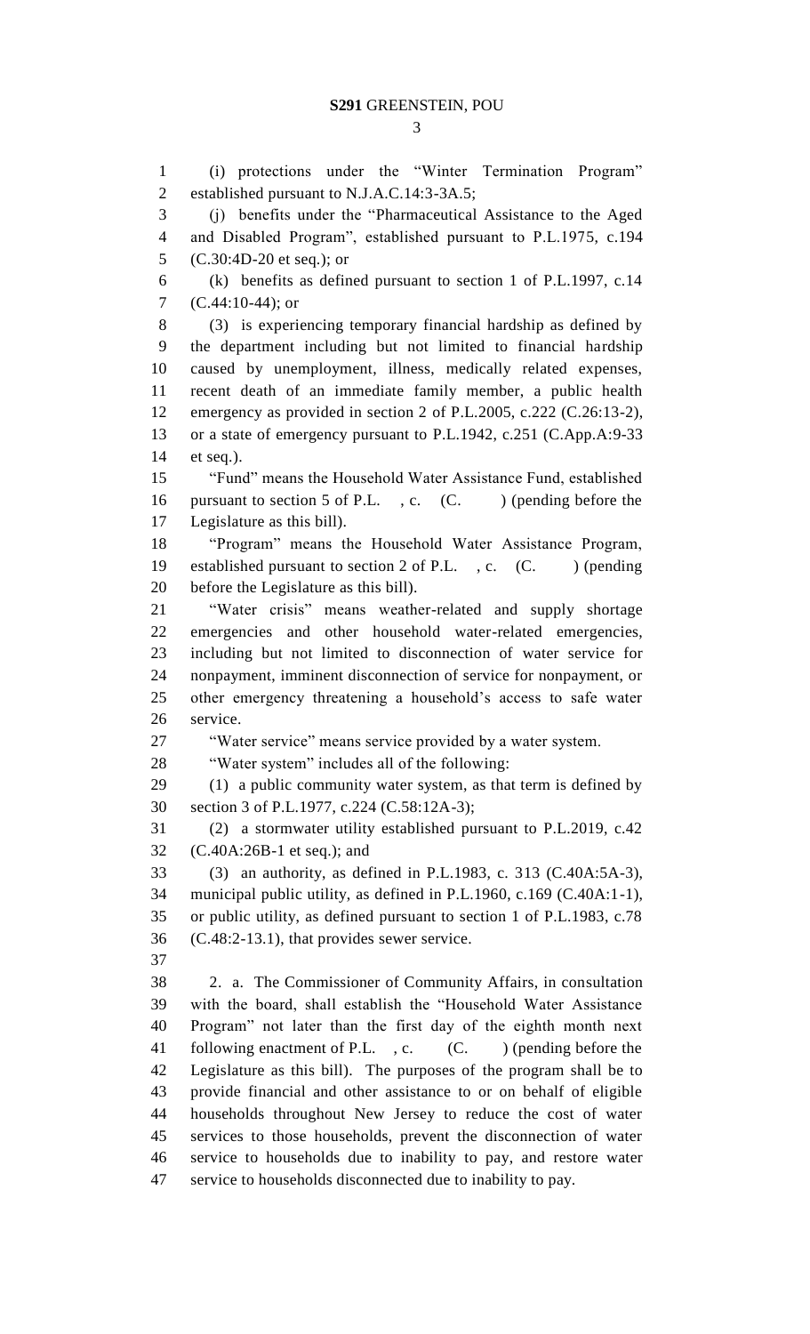(i) protections under the "Winter Termination Program" established pursuant to N.J.A.C.14:3-3A.5;

(j) benefits under the "Pharmaceutical Assistance to the Aged and Disabled Program", established pursuant to P.L.1975, c.194 (C.30:4D-20 et seq.); or

(k) benefits as defined pursuant to section 1 of P.L.1997, c.14 (C.44:10-44); or

(3) is experiencing temporary financial hardship as defined by the department including but not limited to financial hardship caused by unemployment, illness, medically related expenses, recent death of an immediate family member, a public health emergency as provided in section 2 of P.L.2005, c.222 (C.26:13-2), or a state of emergency pursuant to P.L.1942, c.251 (C.App.A:9-33 et seq.).

"Fund" means the Household Water Assistance Fund, established pursuant to section 5 of P.L. , c. (C. ) (pending before the Legislature as this bill).

"Program" means the Household Water Assistance Program, established pursuant to section 2 of P.L. , c. (C. ) (pending before the Legislature as this bill).

"Water crisis" means weather-related and supply shortage emergencies and other household water-related emergencies, including but not limited to disconnection of water service for nonpayment, imminent disconnection of service for nonpayment, or other emergency threatening a household's access to safe water service.

"Water service" means service provided by a water system.

"Water system" includes all of the following:

(1) a public community water system, as that term is defined by section 3 of P.L.1977, c.224 (C.58:12A-3);

(2) a stormwater utility established pursuant to P.L.2019, c.42 (C.40A:26B-1 et seq.); and

(3) an authority, as defined in P.L.1983, c. 313 (C.40A:5A-3), municipal public utility, as defined in P.L.1960, c.169 (C.40A:1-1), or public utility, as defined pursuant to section 1 of P.L.1983, c.78 (C.48:2-13.1), that provides sewer service.

2. a. The Commissioner of Community Affairs, in consultation with the board, shall establish the "Household Water Assistance Program" not later than the first day of the eighth month next following enactment of P.L. , c. (C. ) (pending before the Legislature as this bill). The purposes of the program shall be to provide financial and other assistance to or on behalf of eligible households throughout New Jersey to reduce the cost of water services to those households, prevent the disconnection of water service to households due to inability to pay, and restore water service to households disconnected due to inability to pay.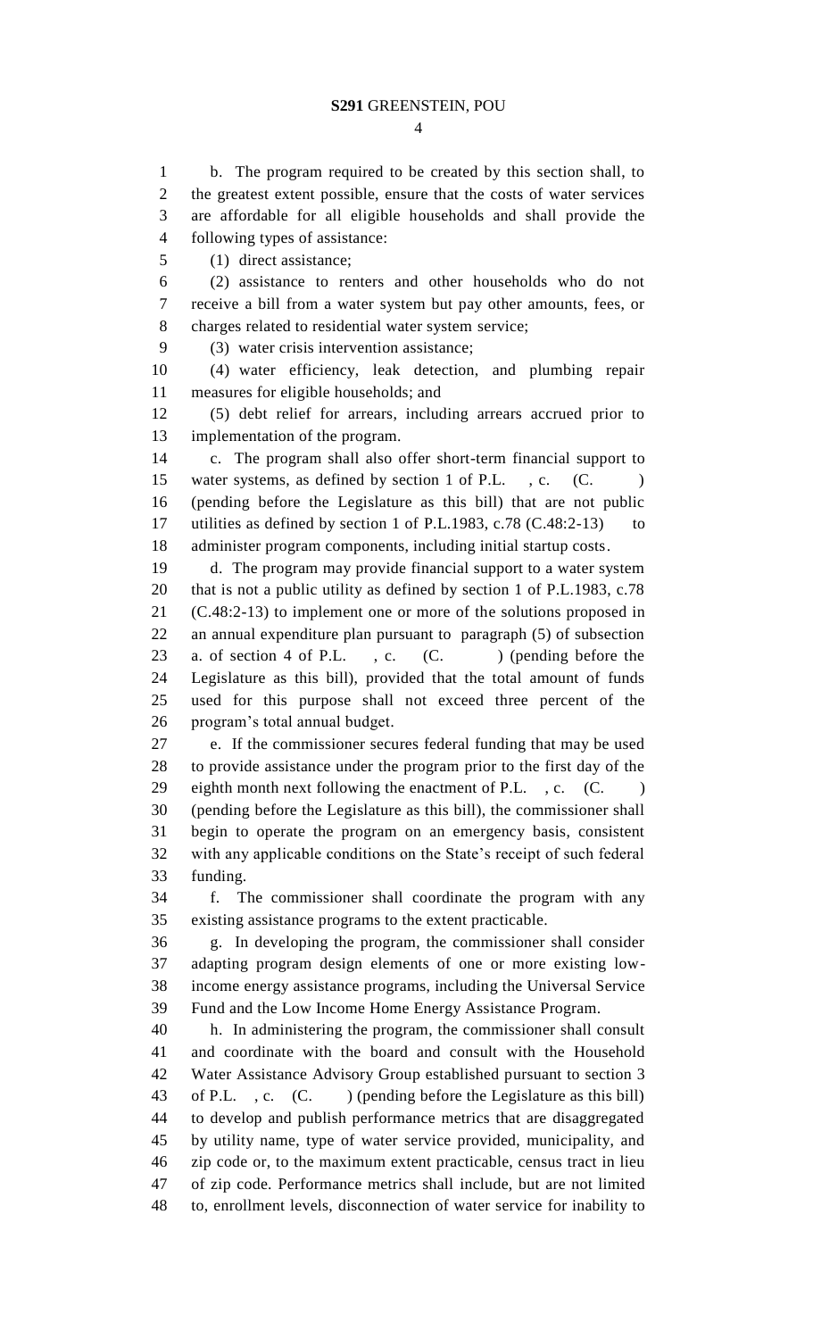b. The program required to be created by this section shall, to the greatest extent possible, ensure that the costs of water services are affordable for all eligible households and shall provide the following types of assistance:

(1) direct assistance;

(2) assistance to renters and other households who do not receive a bill from a water system but pay other amounts, fees, or charges related to residential water system service;

(3) water crisis intervention assistance;

(4) water efficiency, leak detection, and plumbing repair measures for eligible households; and

(5) debt relief for arrears, including arrears accrued prior to implementation of the program.

c. The program shall also offer short-term financial support to water systems, as defined by section 1 of P.L. , c. (C. ) (pending before the Legislature as this bill) that are not public utilities as defined by section 1 of P.L.1983, c.78 (C.48:2-13) to administer program components, including initial startup costs.

d. The program may provide financial support to a water system that is not a public utility as defined by section 1 of P.L.1983, c.78 (C.48:2-13) to implement one or more of the solutions proposed in an annual expenditure plan pursuant to paragraph (5) of subsection a. of section 4 of P.L. , c. (C. ) (pending before the Legislature as this bill), provided that the total amount of funds used for this purpose shall not exceed three percent of the program's total annual budget.

e. If the commissioner secures federal funding that may be used to provide assistance under the program prior to the first day of the eighth month next following the enactment of P.L. , c. (C. ) (pending before the Legislature as this bill), the commissioner shall begin to operate the program on an emergency basis, consistent with any applicable conditions on the State's receipt of such federal funding.

f. The commissioner shall coordinate the program with any existing assistance programs to the extent practicable.

g. In developing the program, the commissioner shall consider adapting program design elements of one or more existing low-income energy assistance programs, including the Universal Service Fund and the Low Income Home Energy Assistance Program.

h. In administering the program, the commissioner shall consult and coordinate with the board and consult with the Household Water Assistance Advisory Group established pursuant to section 3 of P.L. , c. (C. ) (pending before the Legislature as this bill) to develop and publish performance metrics that are disaggregated by utility name, type of water service provided, municipality, and zip code or, to the maximum extent practicable, census tract in lieu of zip code. Performance metrics shall include, but are not limited to, enrollment levels, disconnection of water service for inability to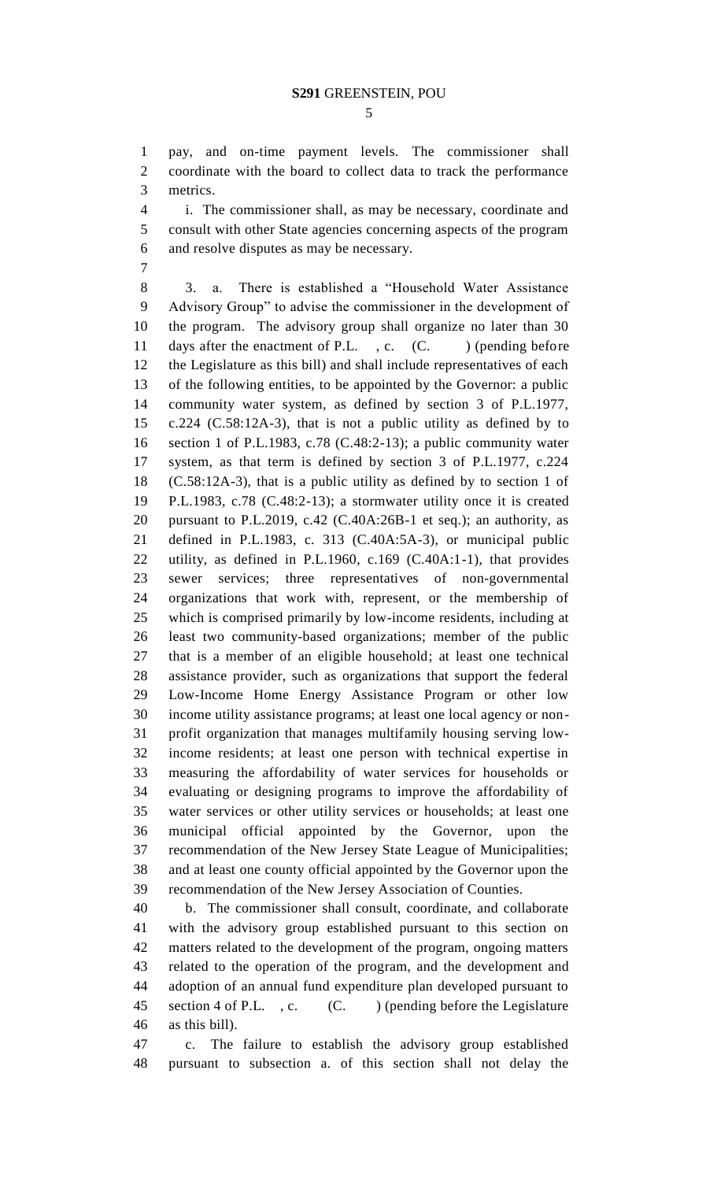pay, and on-time payment levels. The commissioner shall coordinate with the board to collect data to track the performance metrics.

i. The commissioner shall, as may be necessary, coordinate and consult with other State agencies concerning aspects of the program and resolve disputes as may be necessary.

3. a. There is established a "Household Water Assistance Advisory Group" to advise the commissioner in the development of the program. The advisory group shall organize no later than 30 days after the enactment of P.L. , c. (C. ) (pending before the Legislature as this bill) and shall include representatives of each of the following entities, to be appointed by the Governor: a public community water system, as defined by section 3 of P.L.1977, c.224 (C.58:12A-3), that is not a public utility as defined by to section 1 of P.L.1983, c.78 (C.48:2-13); a public community water system, as that term is defined by section 3 of P.L.1977, c.224 (C.58:12A-3), that is a public utility as defined by to section 1 of P.L.1983, c.78 (C.48:2-13); a stormwater utility once it is created pursuant to P.L.2019, c.42 (C.40A:26B-1 et seq.); an authority, as defined in P.L.1983, c. 313 (C.40A:5A-3), or municipal public utility, as defined in P.L.1960, c.169 (C.40A:1-1), that provides sewer services; three representatives of non-governmental organizations that work with, represent, or the membership of which is comprised primarily by low-income residents, including at least two community-based organizations; member of the public that is a member of an eligible household; at least one technical assistance provider, such as organizations that support the federal Low-Income Home Energy Assistance Program or other low income utility assistance programs; at least one local agency or non-profit organization that manages multifamily housing serving low-income residents; at least one person with technical expertise in measuring the affordability of water services for households or evaluating or designing programs to improve the affordability of water services or other utility services or households; at least one municipal official appointed by the Governor, upon the recommendation of the New Jersey State League of Municipalities; and at least one county official appointed by the Governor upon the recommendation of the New Jersey Association of Counties.

b. The commissioner shall consult, coordinate, and collaborate with the advisory group established pursuant to this section on matters related to the development of the program, ongoing matters related to the operation of the program, and the development and adoption of an annual fund expenditure plan developed pursuant to section 4 of P.L. , c. (C. ) (pending before the Legislature as this bill).

c. The failure to establish the advisory group established pursuant to subsection a. of this section shall not delay the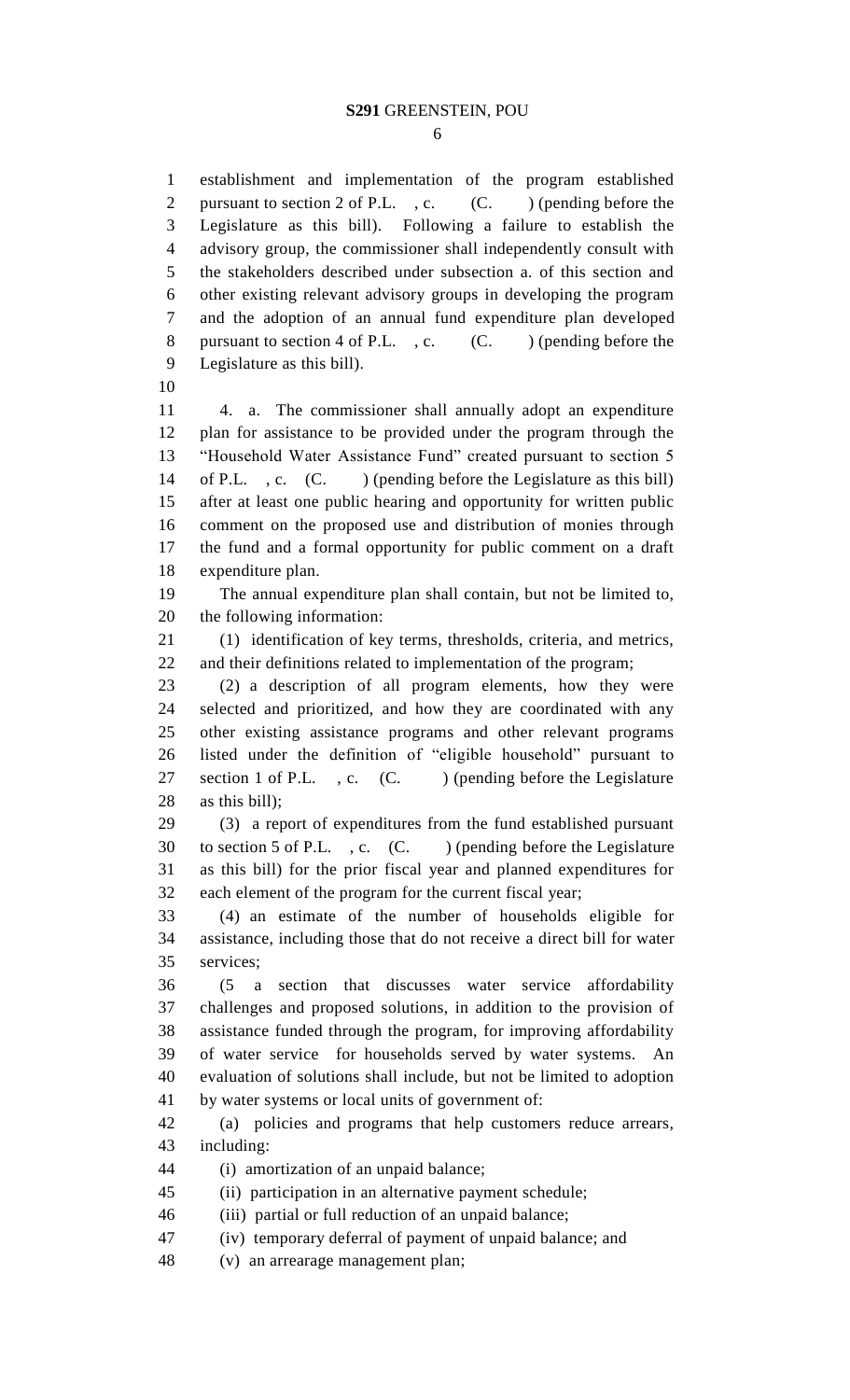establishment and implementation of the program established pursuant to section 2 of P.L. , c. (C. ) (pending before the Legislature as this bill). Following a failure to establish the advisory group, the commissioner shall independently consult with the stakeholders described under subsection a. of this section and other existing relevant advisory groups in developing the program and the adoption of an annual fund expenditure plan developed pursuant to section 4 of P.L. , c. (C. ) (pending before the Legislature as this bill).

4. a. The commissioner shall annually adopt an expenditure plan for assistance to be provided under the program through the "Household Water Assistance Fund" created pursuant to section 5 of P.L. , c. (C. ) (pending before the Legislature as this bill) after at least one public hearing and opportunity for written public comment on the proposed use and distribution of monies through the fund and a formal opportunity for public comment on a draft expenditure plan.

The annual expenditure plan shall contain, but not be limited to, the following information:

(1) identification of key terms, thresholds, criteria, and metrics, and their definitions related to implementation of the program;

(2) a description of all program elements, how they were selected and prioritized, and how they are coordinated with any other existing assistance programs and other relevant programs listed under the definition of "eligible household" pursuant to section 1 of P.L. , c. (C. ) (pending before the Legislature as this bill);

(3) a report of expenditures from the fund established pursuant to section 5 of P.L. , c. (C. ) (pending before the Legislature as this bill) for the prior fiscal year and planned expenditures for each element of the program for the current fiscal year;

(4) an estimate of the number of households eligible for assistance, including those that do not receive a direct bill for water services;

(5 a section that discusses water service affordability challenges and proposed solutions, in addition to the provision of assistance funded through the program, for improving affordability of water service for households served by water systems. An evaluation of solutions shall include, but not be limited to adoption by water systems or local units of government of:

(a) policies and programs that help customers reduce arrears, including:

(i) amortization of an unpaid balance;

(ii) participation in an alternative payment schedule;

(iii) partial or full reduction of an unpaid balance;

(iv) temporary deferral of payment of unpaid balance; and

(v) an arrearage management plan;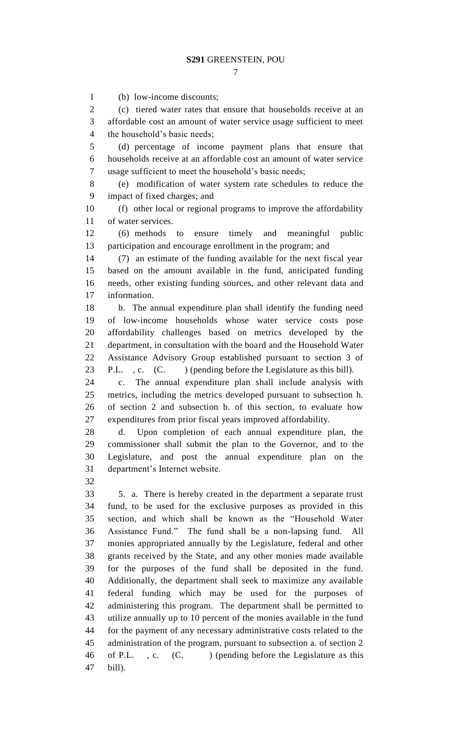(b) low-income discounts;

(c) tiered water rates that ensure that households receive at an affordable cost an amount of water service usage sufficient to meet the household's basic needs;

(d) percentage of income payment plans that ensure that households receive at an affordable cost an amount of water service usage sufficient to meet the household's basic needs;

(e) modification of water system rate schedules to reduce the impact of fixed charges; and

(f) other local or regional programs to improve the affordability of water services.

(6) methods to ensure timely and meaningful public participation and encourage enrollment in the program; and

(7) an estimate of the funding available for the next fiscal year based on the amount available in the fund, anticipated funding needs, other existing funding sources, and other relevant data and information.

b. The annual expenditure plan shall identify the funding need of low-income households whose water service costs pose affordability challenges based on metrics developed by the department, in consultation with the board and the Household Water Assistance Advisory Group established pursuant to section 3 of P.L. , c. (C. ) (pending before the Legislature as this bill).

c. The annual expenditure plan shall include analysis with metrics, including the metrics developed pursuant to subsection h. of section 2 and subsection b. of this section, to evaluate how expenditures from prior fiscal years improved affordability.

d. Upon completion of each annual expenditure plan, the commissioner shall submit the plan to the Governor, and to the Legislature, and post the annual expenditure plan on the department's Internet website.

5. a. There is hereby created in the department a separate trust fund, to be used for the exclusive purposes as provided in this section, and which shall be known as the "Household Water Assistance Fund." The fund shall be a non-lapsing fund. All monies appropriated annually by the Legislature, federal and other grants received by the State, and any other monies made available for the purposes of the fund shall be deposited in the fund. Additionally, the department shall seek to maximize any available federal funding which may be used for the purposes of administering this program. The department shall be permitted to utilize annually up to 10 percent of the monies available in the fund for the payment of any necessary administrative costs related to the administration of the program, pursuant to subsection a. of section 2 of P.L. , c. (C. ) (pending before the Legislature as this bill).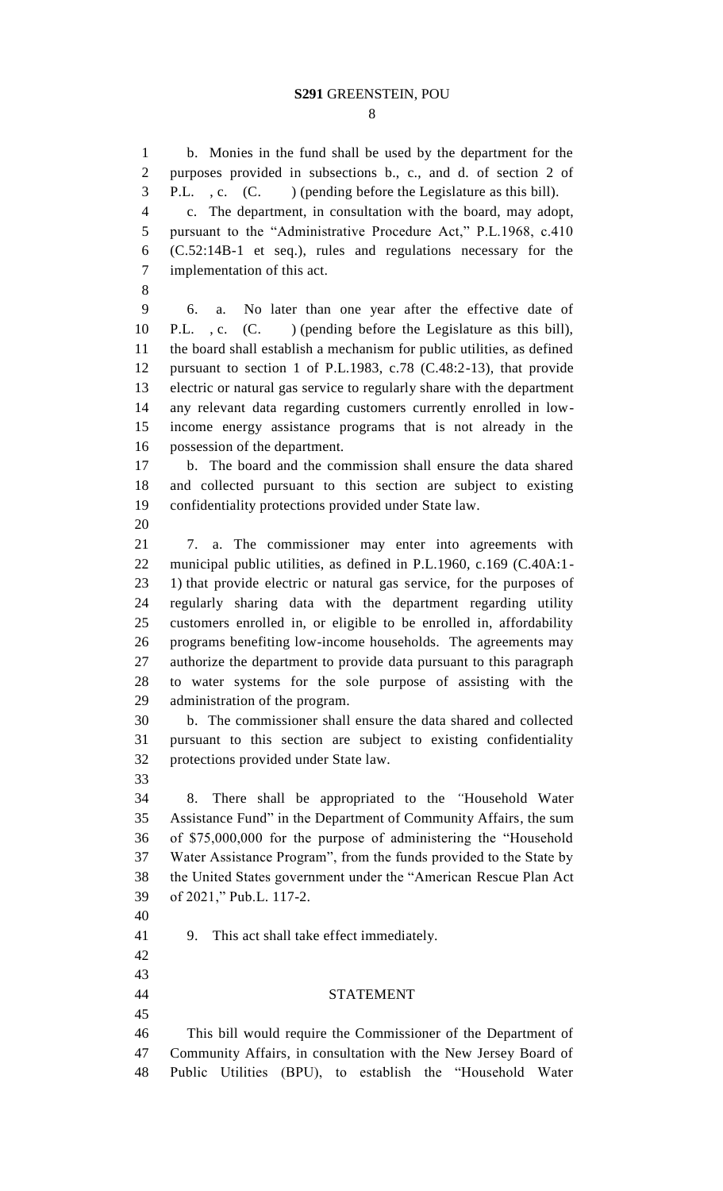b. Monies in the fund shall be used by the department for the purposes provided in subsections b., c., and d. of section 2 of P.L. , c. (C. ) (pending before the Legislature as this bill).

c. The department, in consultation with the board, may adopt, pursuant to the "Administrative Procedure Act," P.L.1968, c.410 (C.52:14B-1 et seq.), rules and regulations necessary for the implementation of this act.

6. a. No later than one year after the effective date of P.L. , c. (C. ) (pending before the Legislature as this bill), the board shall establish a mechanism for public utilities, as defined pursuant to section 1 of P.L.1983, c.78 (C.48:2-13), that provide electric or natural gas service to regularly share with the department any relevant data regarding customers currently enrolled in low-income energy assistance programs that is not already in the possession of the department.

b. The board and the commission shall ensure the data shared and collected pursuant to this section are subject to existing confidentiality protections provided under State law.

7. a. The commissioner may enter into agreements with municipal public utilities, as defined in P.L.1960, c.169 (C.40A:1-1) that provide electric or natural gas service, for the purposes of regularly sharing data with the department regarding utility customers enrolled in, or eligible to be enrolled in, affordability programs benefiting low-income households. The agreements may authorize the department to provide data pursuant to this paragraph to water systems for the sole purpose of assisting with the administration of the program.

b. The commissioner shall ensure the data shared and collected pursuant to this section are subject to existing confidentiality protections provided under State law.

8. There shall be appropriated to the "Household Water Assistance Fund" in the Department of Community Affairs, the sum of $75,000,000 for the purpose of administering the "Household Water Assistance Program", from the funds provided to the State by the United States government under the "American Rescue Plan Act of 2021," Pub.L. 117-2.

9. This act shall take effect immediately.

## STATEMENT

This bill would require the Commissioner of the Department of Community Affairs, in consultation with the New Jersey Board of Public Utilities (BPU), to establish the "Household Water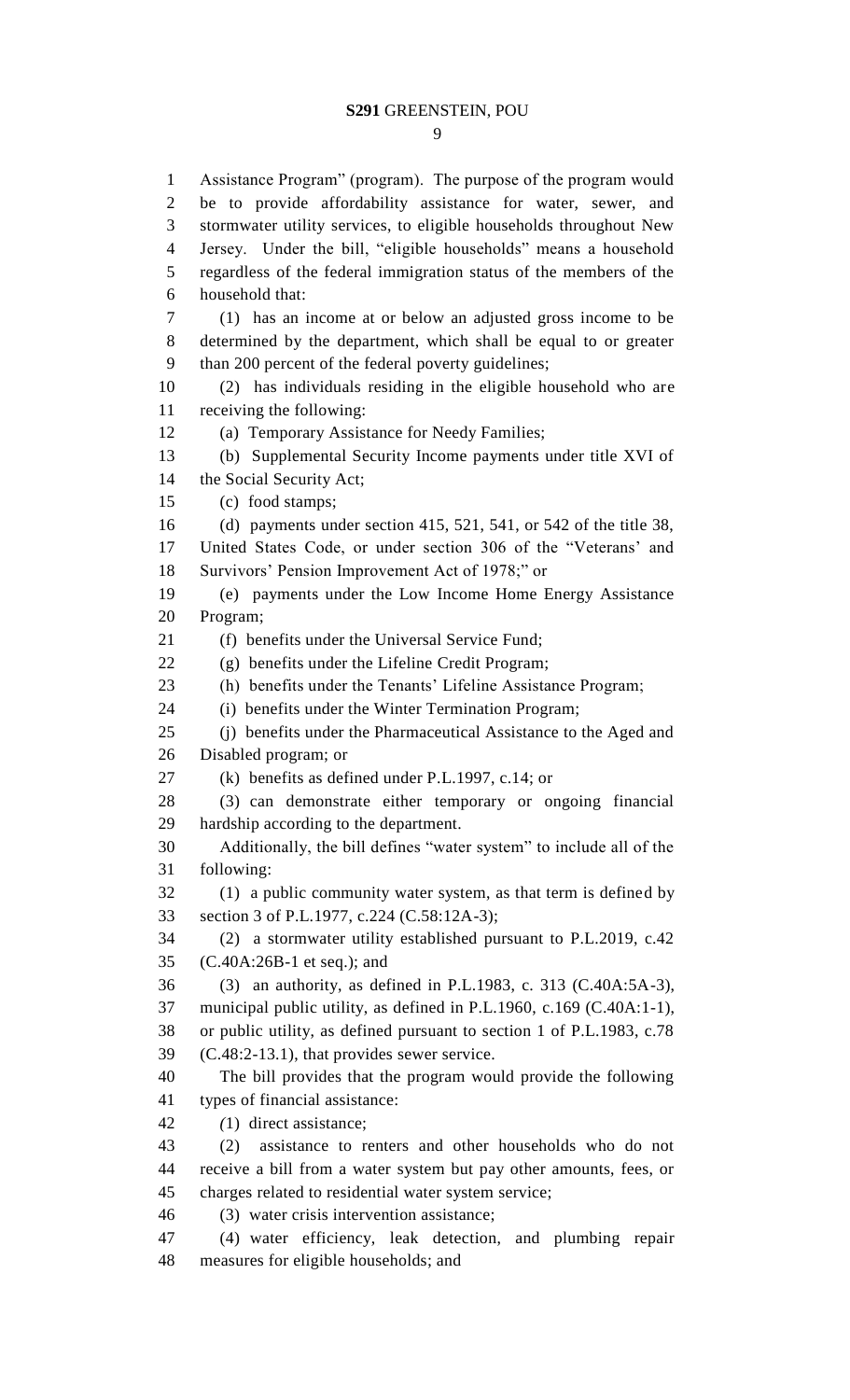Assistance Program" (program). The purpose of the program would be to provide affordability assistance for water, sewer, and stormwater utility services, to eligible households throughout New Jersey. Under the bill, "eligible households" means a household regardless of the federal immigration status of the members of the household that:

(1) has an income at or below an adjusted gross income to be determined by the department, which shall be equal to or greater than 200 percent of the federal poverty guidelines;

(2) has individuals residing in the eligible household who are receiving the following:

(a) Temporary Assistance for Needy Families;

(b) Supplemental Security Income payments under title XVI of the Social Security Act;

(c) food stamps;

(d) payments under section 415, 521, 541, or 542 of the title 38, United States Code, or under section 306 of the "Veterans' and Survivors' Pension Improvement Act of 1978;" or

(e) payments under the Low Income Home Energy Assistance Program;

(f) benefits under the Universal Service Fund;

(g) benefits under the Lifeline Credit Program;

(h) benefits under the Tenants' Lifeline Assistance Program;

(i) benefits under the Winter Termination Program;

(j) benefits under the Pharmaceutical Assistance to the Aged and Disabled program; or

(k) benefits as defined under P.L.1997, c.14; or

(3) can demonstrate either temporary or ongoing financial hardship according to the department.

Additionally, the bill defines "water system" to include all of the following:

(1) a public community water system, as that term is defined by section 3 of P.L.1977, c.224 (C.58:12A-3);

(2) a stormwater utility established pursuant to P.L.2019, c.42 (C.40A:26B-1 et seq.); and

(3) an authority, as defined in P.L.1983, c. 313 (C.40A:5A-3), municipal public utility, as defined in P.L.1960, c.169 (C.40A:1-1), or public utility, as defined pursuant to section 1 of P.L.1983, c.78 (C.48:2-13.1), that provides sewer service.

The bill provides that the program would provide the following types of financial assistance:

(1) direct assistance;

(2) assistance to renters and other households who do not receive a bill from a water system but pay other amounts, fees, or charges related to residential water system service;

(3) water crisis intervention assistance;

(4) water efficiency, leak detection, and plumbing repair measures for eligible households; and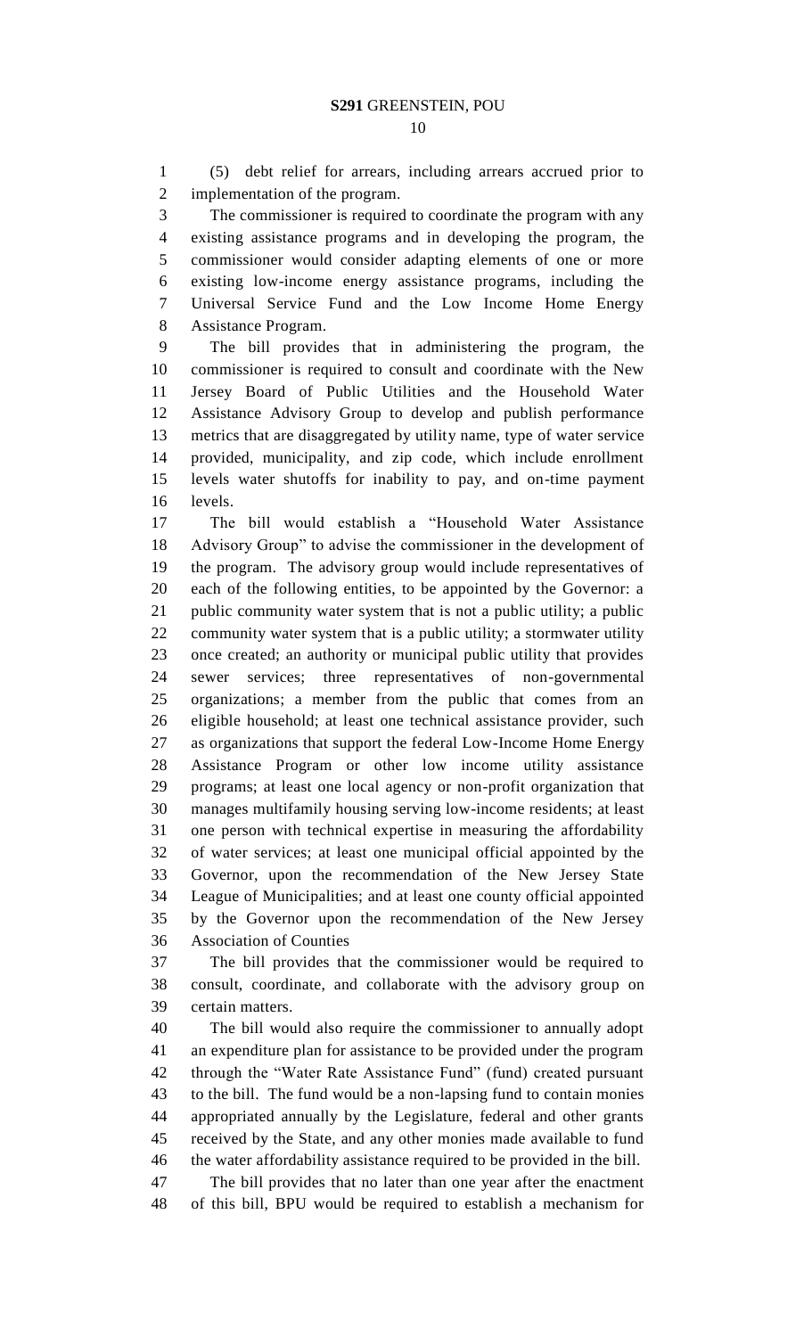(5) debt relief for arrears, including arrears accrued prior to implementation of the program.

The commissioner is required to coordinate the program with any existing assistance programs and in developing the program, the commissioner would consider adapting elements of one or more existing low-income energy assistance programs, including the Universal Service Fund and the Low Income Home Energy Assistance Program.

The bill provides that in administering the program, the commissioner is required to consult and coordinate with the New Jersey Board of Public Utilities and the Household Water Assistance Advisory Group to develop and publish performance metrics that are disaggregated by utility name, type of water service provided, municipality, and zip code, which include enrollment levels water shutoffs for inability to pay, and on-time payment levels.

The bill would establish a "Household Water Assistance Advisory Group" to advise the commissioner in the development of the program. The advisory group would include representatives of each of the following entities, to be appointed by the Governor: a public community water system that is not a public utility; a public community water system that is a public utility; a stormwater utility once created; an authority or municipal public utility that provides sewer services; three representatives of non-governmental organizations; a member from the public that comes from an eligible household; at least one technical assistance provider, such as organizations that support the federal Low-Income Home Energy Assistance Program or other low income utility assistance programs; at least one local agency or non-profit organization that manages multifamily housing serving low-income residents; at least one person with technical expertise in measuring the affordability of water services; at least one municipal official appointed by the Governor, upon the recommendation of the New Jersey State League of Municipalities; and at least one county official appointed by the Governor upon the recommendation of the New Jersey Association of Counties

The bill provides that the commissioner would be required to consult, coordinate, and collaborate with the advisory group on certain matters.

The bill would also require the commissioner to annually adopt an expenditure plan for assistance to be provided under the program through the "Water Rate Assistance Fund" (fund) created pursuant to the bill. The fund would be a non-lapsing fund to contain monies appropriated annually by the Legislature, federal and other grants received by the State, and any other monies made available to fund the water affordability assistance required to be provided in the bill.

The bill provides that no later than one year after the enactment of this bill, BPU would be required to establish a mechanism for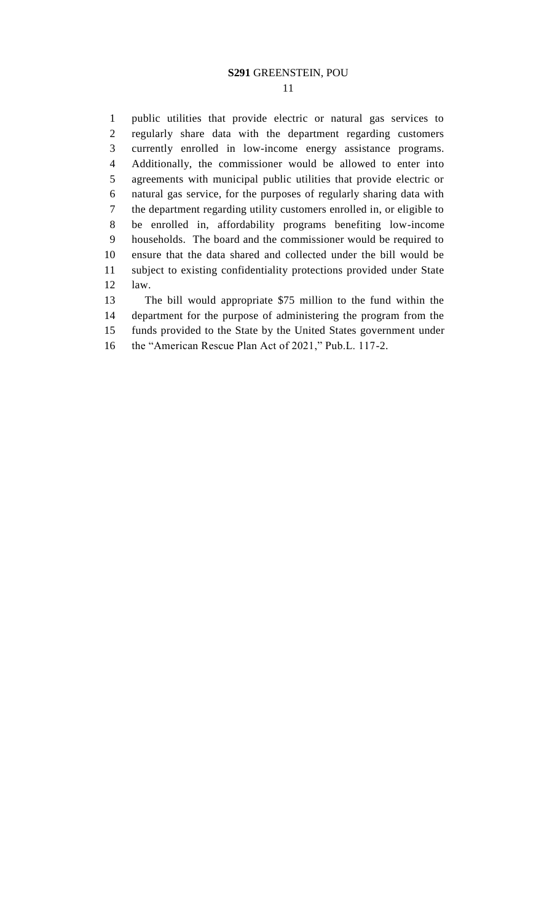public utilities that provide electric or natural gas services to regularly share data with the department regarding customers currently enrolled in low-income energy assistance programs. Additionally, the commissioner would be allowed to enter into agreements with municipal public utilities that provide electric or natural gas service, for the purposes of regularly sharing data with the department regarding utility customers enrolled in, or eligible to be enrolled in, affordability programs benefiting low-income households. The board and the commissioner would be required to ensure that the data shared and collected under the bill would be subject to existing confidentiality protections provided under State law.

The bill would appropriate $75 million to the fund within the department for the purpose of administering the program from the funds provided to the State by the United States government under the "American Rescue Plan Act of 2021," Pub.L. 117-2.